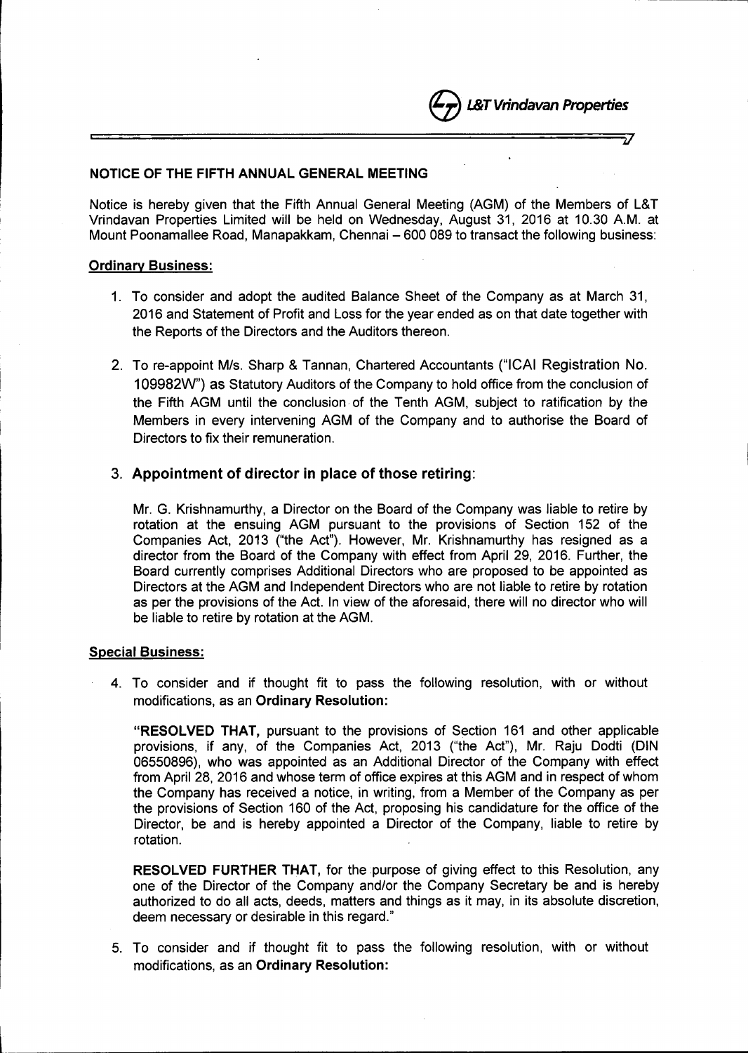## NOTICE OF THE FIFTH ANNUAL GENERAL MEETING

Notice is hereby given that the Fifth Annual General Meeting (AGM) of the Members of L&T Vrindavan Properties Limited will be held on Wednesday, August 31, 2016 at 10.30 A.M. at Mount Poonamallee Road, Manapakkam, Chennai – 600 089 to transact the following business:

### Ordinary Business:

1. To consider and adopt the audited Balance Sheet of the Company as at March 31, 2016 and Statement of Profit and Loss for the year ended as on that date together with the Reports of the Directors and the Auditors thereon.

2. To re-appoint M/s. Sharp & Tannan, Chartered Accountants ("ICAI Registration No. 109982W") as Statutory Auditors of the Company to hold office from the conclusion of the Fifth AGM until the conclusion of the Tenth AGM, subject to ratification by the Members in every intervening AGM of the Company and to authorise the Board of Directors to fix their remuneration.

3. **Appointment of director in place of those retiring**:

   Mr. G. Krishnamurthy, a Director on the Board of the Company was liable to retire by rotation at the ensuing AGM pursuant to the provisions of Section 152 of the Companies Act, 2013 ("the Act"). However, Mr. Krishnamurthy has resigned as a director from the Board of the Company with effect from April 29, 2016. Further, the Board currently comprises Additional Directors who are proposed to be appointed as Directors at the AGM and Independent Directors who are not liable to retire by rotation as per the provisions of the Act. In view of the aforesaid, there will no director who will be liable to retire by rotation at the AGM.

### Special Business:

4. To consider and if thought fit to pass the following resolution, with or without modifications, as an **Ordinary Resolution:**

   "**RESOLVED THAT,** pursuant to the provisions of Section 161 and other applicable provisions, if any, of the Companies Act, 2013 ("the Act"), Mr. Raju Dodti (DIN 06550896), who was appointed as an Additional Director of the Company with effect from April 28, 2016 and whose term of office expires at this AGM and in respect of whom the Company has received a notice, in writing, from a Member of the Company as per the provisions of Section 160 of the Act, proposing his candidature for the office of the Director, be and is hereby appointed a Director of the Company, liable to retire by rotation.

   **RESOLVED FURTHER THAT,** for the purpose of giving effect to this Resolution, any one of the Director of the Company and/or the Company Secretary be and is hereby authorized to do all acts, deeds, matters and things as it may, in its absolute discretion, deem necessary or desirable in this regard."

5. To consider and if thought fit to pass the following resolution, with or without modifications, as an **Ordinary Resolution:**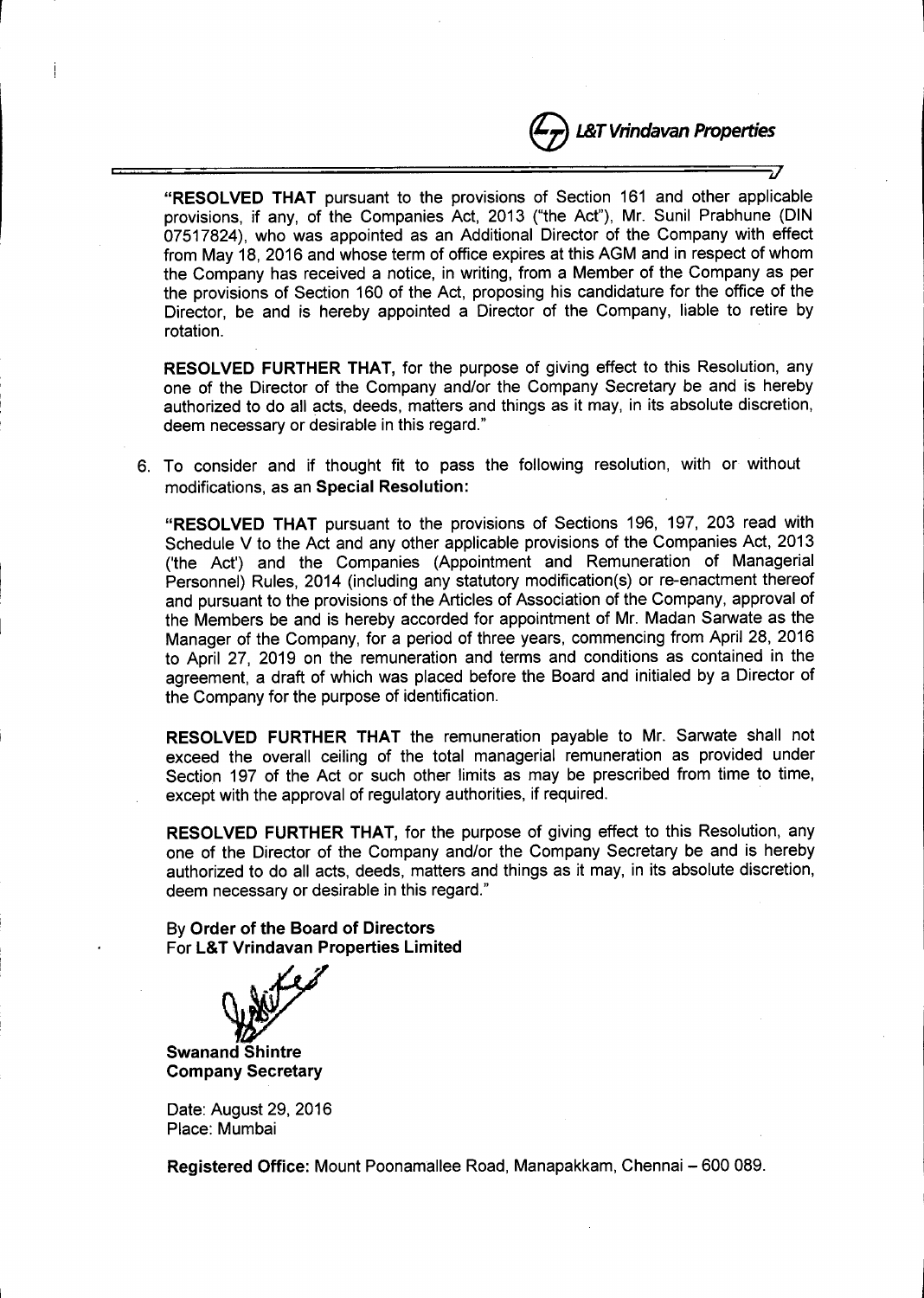"**RESOLVED THAT** pursuant to the provisions of Section 161 and other applicable provisions, if any, of the Companies Act, 2013 ("the Act"), Mr. Sunil Prabhune (DIN 07517824), who was appointed as an Additional Director of the Company with effect from May 18, 2016 and whose term of office expires at this AGM and in respect of whom the Company has received a notice, in writing, from a Member of the Company as per the provisions of Section 160 of the Act, proposing his candidature for the office of the Director, be and is hereby appointed a Director of the Company, liable to retire by rotation.

**RESOLVED FURTHER THAT,** for the purpose of giving effect to this Resolution, any one of the Director of the Company and/or the Company Secretary be and is hereby authorized to do all acts, deeds, matters and things as it may, in its absolute discretion, deem necessary or desirable in this regard."

6. To consider and if thought fit to pass the following resolution, with or without modifications, as an **Special Resolution:**

"**RESOLVED THAT** pursuant to the provisions of Sections 196, 197, 203 read with Schedule V to the Act and any other applicable provisions of the Companies Act, 2013 ('the Act') and the Companies (Appointment and Remuneration of Managerial Personnel) Rules, 2014 (including any statutory modification(s) or re-enactment thereof and pursuant to the provisions of the Articles of Association of the Company, approval of the Members be and is hereby accorded for appointment of Mr. Madan Sarwate as the Manager of the Company, for a period of three years, commencing from April 28, 2016 to April 27, 2019 on the remuneration and terms and conditions as contained in the agreement, a draft of which was placed before the Board and initialed by a Director of the Company for the purpose of identification.

**RESOLVED FURTHER THAT** the remuneration payable to Mr. Sarwate shall not exceed the overall ceiling of the total managerial remuneration as provided under Section 197 of the Act or such other limits as may be prescribed from time to time, except with the approval of regulatory authorities, if required.

**RESOLVED FURTHER THAT,** for the purpose of giving effect to this Resolution, any one of the Director of the Company and/or the Company Secretary be and is hereby authorized to do all acts, deeds, matters and things as it may, in its absolute discretion, deem necessary or desirable in this regard."

By **Order of the Board of Directors**
For **L&T Vrindavan Properties Limited**

**Swanand Shintre**
**Company Secretary**

Date: August 29, 2016
Place: Mumbai

**Registered Office:** Mount Poonamallee Road, Manapakkam, Chennai – 600 089.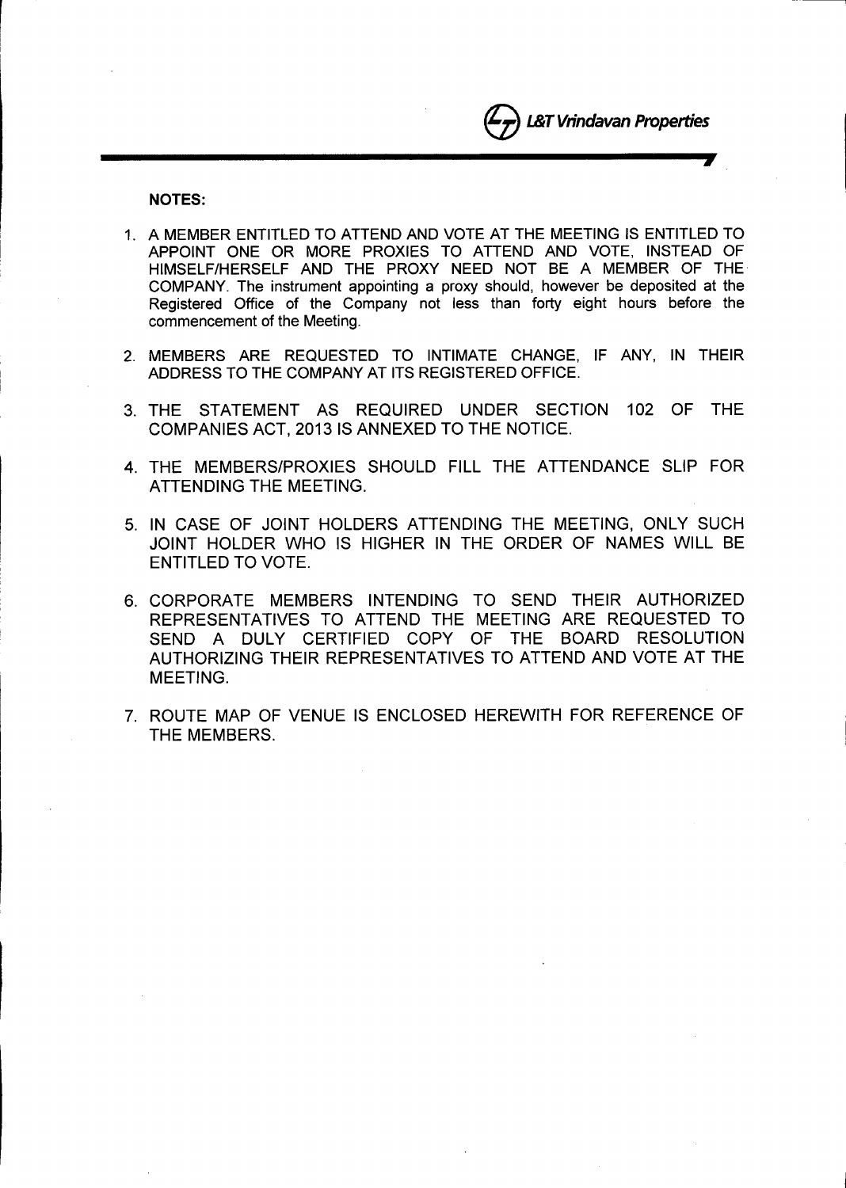**NOTES:**

1. A MEMBER ENTITLED TO ATTEND AND VOTE AT THE MEETING IS ENTITLED TO APPOINT ONE OR MORE PROXIES TO ATTEND AND VOTE, INSTEAD OF HIMSELF/HERSELF AND THE PROXY NEED NOT BE A MEMBER OF THE COMPANY. The instrument appointing a proxy should, however be deposited at the Registered Office of the Company not less than forty eight hours before the commencement of the Meeting.

2. MEMBERS ARE REQUESTED TO INTIMATE CHANGE, IF ANY, IN THEIR ADDRESS TO THE COMPANY AT ITS REGISTERED OFFICE.

3. THE STATEMENT AS REQUIRED UNDER SECTION 102 OF THE COMPANIES ACT, 2013 IS ANNEXED TO THE NOTICE.

4. THE MEMBERS/PROXIES SHOULD FILL THE ATTENDANCE SLIP FOR ATTENDING THE MEETING.

5. IN CASE OF JOINT HOLDERS ATTENDING THE MEETING, ONLY SUCH JOINT HOLDER WHO IS HIGHER IN THE ORDER OF NAMES WILL BE ENTITLED TO VOTE.

6. CORPORATE MEMBERS INTENDING TO SEND THEIR AUTHORIZED REPRESENTATIVES TO ATTEND THE MEETING ARE REQUESTED TO SEND A DULY CERTIFIED COPY OF THE BOARD RESOLUTION AUTHORIZING THEIR REPRESENTATIVES TO ATTEND AND VOTE AT THE MEETING.

7. ROUTE MAP OF VENUE IS ENCLOSED HEREWITH FOR REFERENCE OF THE MEMBERS.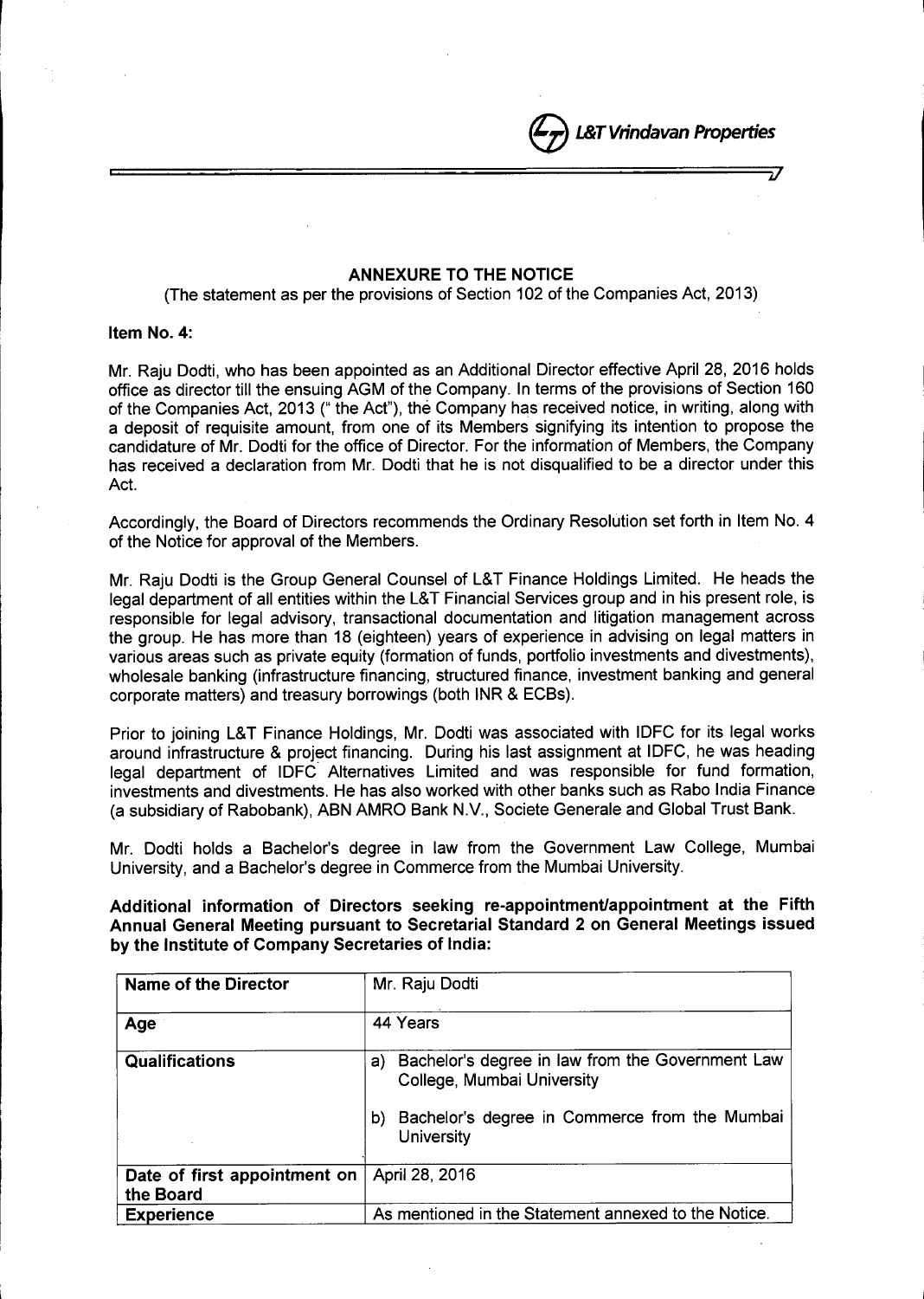## ANNEXURE TO THE NOTICE

(The statement as per the provisions of Section 102 of the Companies Act, 2013)

**Item No. 4:**

Mr. Raju Dodti, who has been appointed as an Additional Director effective April 28, 2016 holds office as director till the ensuing AGM of the Company. In terms of the provisions of Section 160 of the Companies Act, 2013 (" the Act"), the Company has received notice, in writing, along with a deposit of requisite amount, from one of its Members signifying its intention to propose the candidature of Mr. Dodti for the office of Director. For the information of Members, the Company has received a declaration from Mr. Dodti that he is not disqualified to be a director under this Act.

Accordingly, the Board of Directors recommends the Ordinary Resolution set forth in Item No. 4 of the Notice for approval of the Members.

Mr. Raju Dodti is the Group General Counsel of L&T Finance Holdings Limited. He heads the legal department of all entities within the L&T Financial Services group and in his present role, is responsible for legal advisory, transactional documentation and litigation management across the group. He has more than 18 (eighteen) years of experience in advising on legal matters in various areas such as private equity (formation of funds, portfolio investments and divestments), wholesale banking (infrastructure financing, structured finance, investment banking and general corporate matters) and treasury borrowings (both INR & ECBs).

Prior to joining L&T Finance Holdings, Mr. Dodti was associated with IDFC for its legal works around infrastructure & project financing. During his last assignment at IDFC, he was heading legal department of IDFC Alternatives Limited and was responsible for fund formation, investments and divestments. He has also worked with other banks such as Rabo India Finance (a subsidiary of Rabobank), ABN AMRO Bank N.V., Societe Generale and Global Trust Bank.

Mr. Dodti holds a Bachelor's degree in law from the Government Law College, Mumbai University, and a Bachelor's degree in Commerce from the Mumbai University.

**Additional information of Directors seeking re-appointment/appointment at the Fifth Annual General Meeting pursuant to Secretarial Standard 2 on General Meetings issued by the Institute of Company Secretaries of India:**

| **Name of the Director** | Mr. Raju Dodti |
|---|---|
| **Age** | 44 Years |
| **Qualifications** | a) Bachelor's degree in law from the Government Law College, Mumbai University<br>b) Bachelor's degree in Commerce from the Mumbai University |
| **Date of first appointment on the Board** | April 28, 2016 |
| **Experience** | As mentioned in the Statement annexed to the Notice. |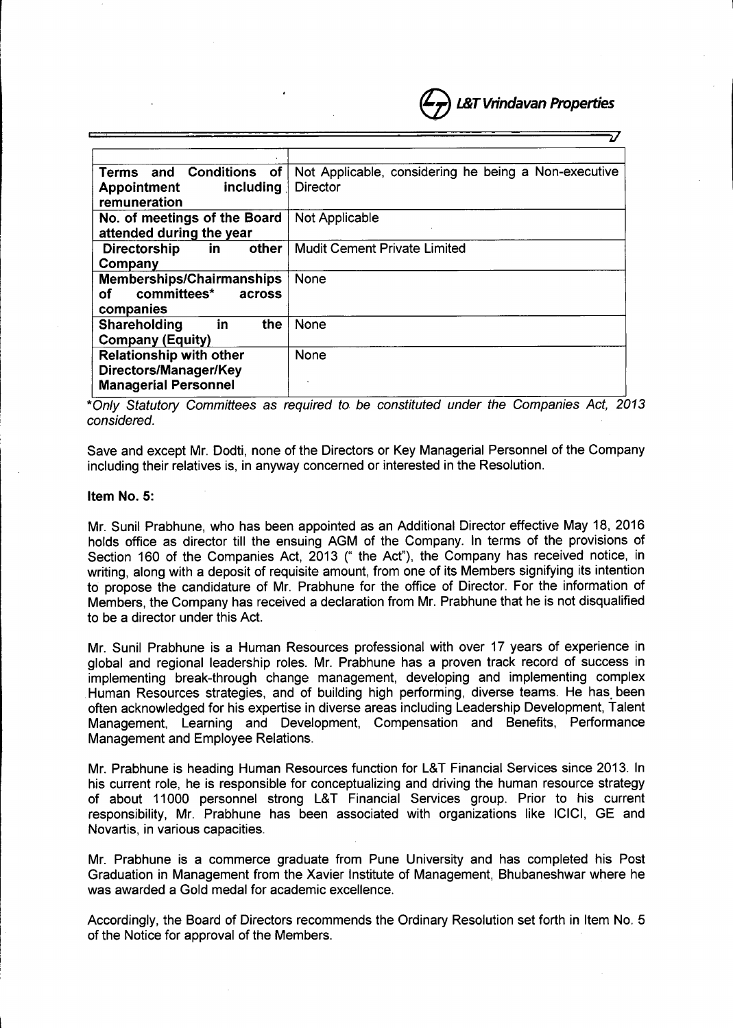| | |
|---|---|
| **Terms and Conditions of Appointment including remuneration** | Not Applicable, considering he being a Non-executive Director |
| **No. of meetings of the Board attended during the year** | Not Applicable |
| **Directorship in other Company** | Mudit Cement Private Limited |
| **Memberships/Chairmanships of committees* across companies** | None |
| **Shareholding in the Company (Equity)** | None |
| **Relationship with other Directors/Manager/Key Managerial Personnel** | None |

*\*Only Statutory Committees as required to be constituted under the Companies Act, 2013 considered.*

Save and except Mr. Dodti, none of the Directors or Key Managerial Personnel of the Company including their relatives is, in anyway concerned or interested in the Resolution.

**Item No. 5:**

Mr. Sunil Prabhune, who has been appointed as an Additional Director effective May 18, 2016 holds office as director till the ensuing AGM of the Company. In terms of the provisions of Section 160 of the Companies Act, 2013 (" the Act"), the Company has received notice, in writing, along with a deposit of requisite amount, from one of its Members signifying its intention to propose the candidature of Mr. Prabhune for the office of Director. For the information of Members, the Company has received a declaration from Mr. Prabhune that he is not disqualified to be a director under this Act.

Mr. Sunil Prabhune is a Human Resources professional with over 17 years of experience in global and regional leadership roles. Mr. Prabhune has a proven track record of success in implementing break-through change management, developing and implementing complex Human Resources strategies, and of building high performing, diverse teams. He has been often acknowledged for his expertise in diverse areas including Leadership Development, Talent Management, Learning and Development, Compensation and Benefits, Performance Management and Employee Relations.

Mr. Prabhune is heading Human Resources function for L&T Financial Services since 2013. In his current role, he is responsible for conceptualizing and driving the human resource strategy of about 11000 personnel strong L&T Financial Services group. Prior to his current responsibility, Mr. Prabhune has been associated with organizations like ICICI, GE and Novartis, in various capacities.

Mr. Prabhune is a commerce graduate from Pune University and has completed his Post Graduation in Management from the Xavier Institute of Management, Bhubaneshwar where he was awarded a Gold medal for academic excellence.

Accordingly, the Board of Directors recommends the Ordinary Resolution set forth in Item No. 5 of the Notice for approval of the Members.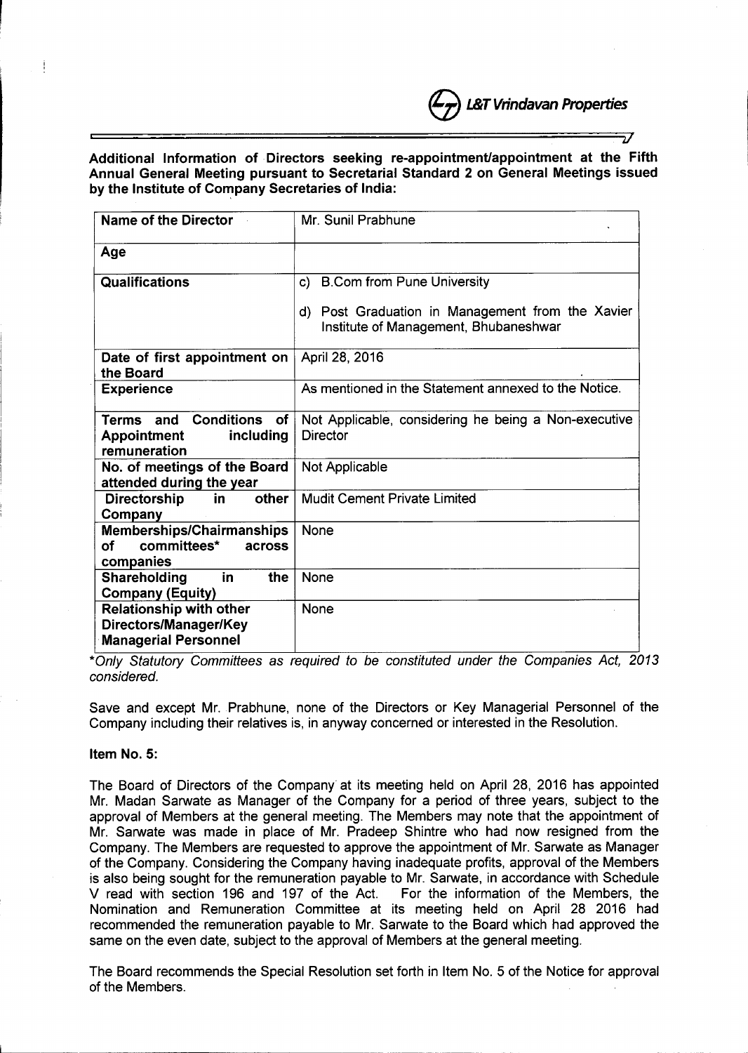Additional Information of Directors seeking re-appointment/appointment at the Fifth Annual General Meeting pursuant to Secretarial Standard 2 on General Meetings issued by the Institute of Company Secretaries of India:

| Name of the Director | Mr. Sunil Prabhune |
|---|---|
| Age | |
| Qualifications | c) B.Com from Pune University<br>d) Post Graduation in Management from the Xavier Institute of Management, Bhubaneshwar |
| Date of first appointment on the Board | April 28, 2016 |
| Experience | As mentioned in the Statement annexed to the Notice. |
| Terms and Conditions of Appointment including remuneration | Not Applicable, considering he being a Non-executive Director |
| No. of meetings of the Board attended during the year | Not Applicable |
| Directorship in other Company | Mudit Cement Private Limited |
| Memberships/Chairmanships of committees* across companies | None |
| Shareholding in the Company (Equity) | None |
| Relationship with other Directors/Manager/Key Managerial Personnel | None |

*\*Only Statutory Committees as required to be constituted under the Companies Act, 2013 considered.*

Save and except Mr. Prabhune, none of the Directors or Key Managerial Personnel of the Company including their relatives is, in anyway concerned or interested in the Resolution.

**Item No. 5:**

The Board of Directors of the Company at its meeting held on April 28, 2016 has appointed Mr. Madan Sarwate as Manager of the Company for a period of three years, subject to the approval of Members at the general meeting. The Members may note that the appointment of Mr. Sarwate was made in place of Mr. Pradeep Shintre who had now resigned from the Company. The Members are requested to approve the appointment of Mr. Sarwate as Manager of the Company. Considering the Company having inadequate profits, approval of the Members is also being sought for the remuneration payable to Mr. Sarwate, in accordance with Schedule V read with section 196 and 197 of the Act. For the information of the Members, the Nomination and Remuneration Committee at its meeting held on April 28 2016 had recommended the remuneration payable to Mr. Sarwate to the Board which had approved the same on the even date, subject to the approval of Members at the general meeting.

The Board recommends the Special Resolution set forth in Item No. 5 of the Notice for approval of the Members.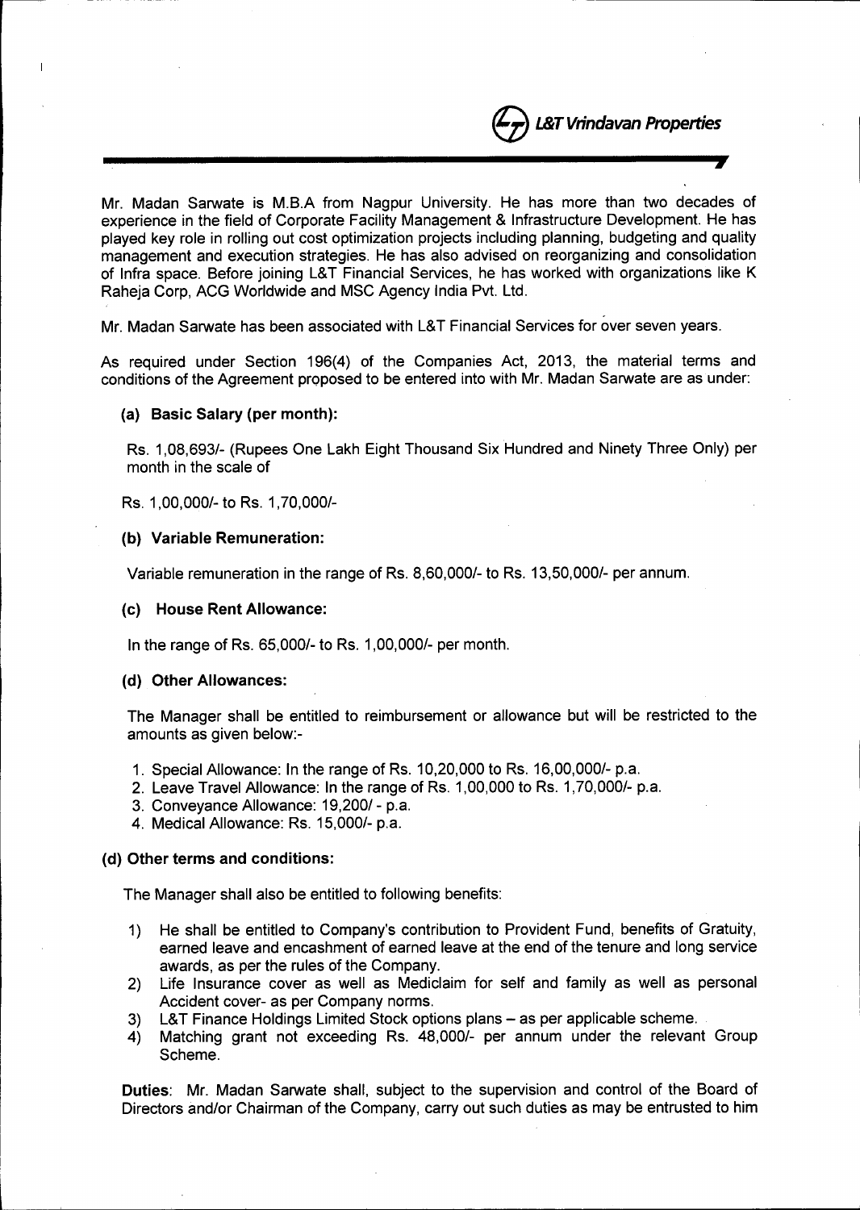Mr. Madan Sarwate is M.B.A from Nagpur University. He has more than two decades of experience in the field of Corporate Facility Management & Infrastructure Development. He has played key role in rolling out cost optimization projects including planning, budgeting and quality management and execution strategies. He has also advised on reorganizing and consolidation of Infra space. Before joining L&T Financial Services, he has worked with organizations like K Raheja Corp, ACG Worldwide and MSC Agency India Pvt. Ltd.

Mr. Madan Sarwate has been associated with L&T Financial Services for over seven years.

As required under Section 196(4) of the Companies Act, 2013, the material terms and conditions of the Agreement proposed to be entered into with Mr. Madan Sarwate are as under:

**(a) Basic Salary (per month):**

Rs. 1,08,693/- (Rupees One Lakh Eight Thousand Six Hundred and Ninety Three Only) per month in the scale of

Rs. 1,00,000/- to Rs. 1,70,000/-

**(b) Variable Remuneration:**

Variable remuneration in the range of Rs. 8,60,000/- to Rs. 13,50,000/- per annum.

**(c) House Rent Allowance:**

In the range of Rs. 65,000/- to Rs. 1,00,000/- per month.

**(d) Other Allowances:**

The Manager shall be entitled to reimbursement or allowance but will be restricted to the amounts as given below:-

1. Special Allowance: In the range of Rs. 10,20,000 to Rs. 16,00,000/- p.a.
2. Leave Travel Allowance: In the range of Rs. 1,00,000 to Rs. 1,70,000/- p.a.
3. Conveyance Allowance: 19,200/ - p.a.
4. Medical Allowance: Rs. 15,000/- p.a.

**(d) Other terms and conditions:**

The Manager shall also be entitled to following benefits:

1) He shall be entitled to Company's contribution to Provident Fund, benefits of Gratuity, earned leave and encashment of earned leave at the end of the tenure and long service awards, as per the rules of the Company.
2) Life Insurance cover as well as Mediclaim for self and family as well as personal Accident cover- as per Company norms.
3) L&T Finance Holdings Limited Stock options plans – as per applicable scheme.
4) Matching grant not exceeding Rs. 48,000/- per annum under the relevant Group Scheme.

**Duties**: Mr. Madan Sarwate shall, subject to the supervision and control of the Board of Directors and/or Chairman of the Company, carry out such duties as may be entrusted to him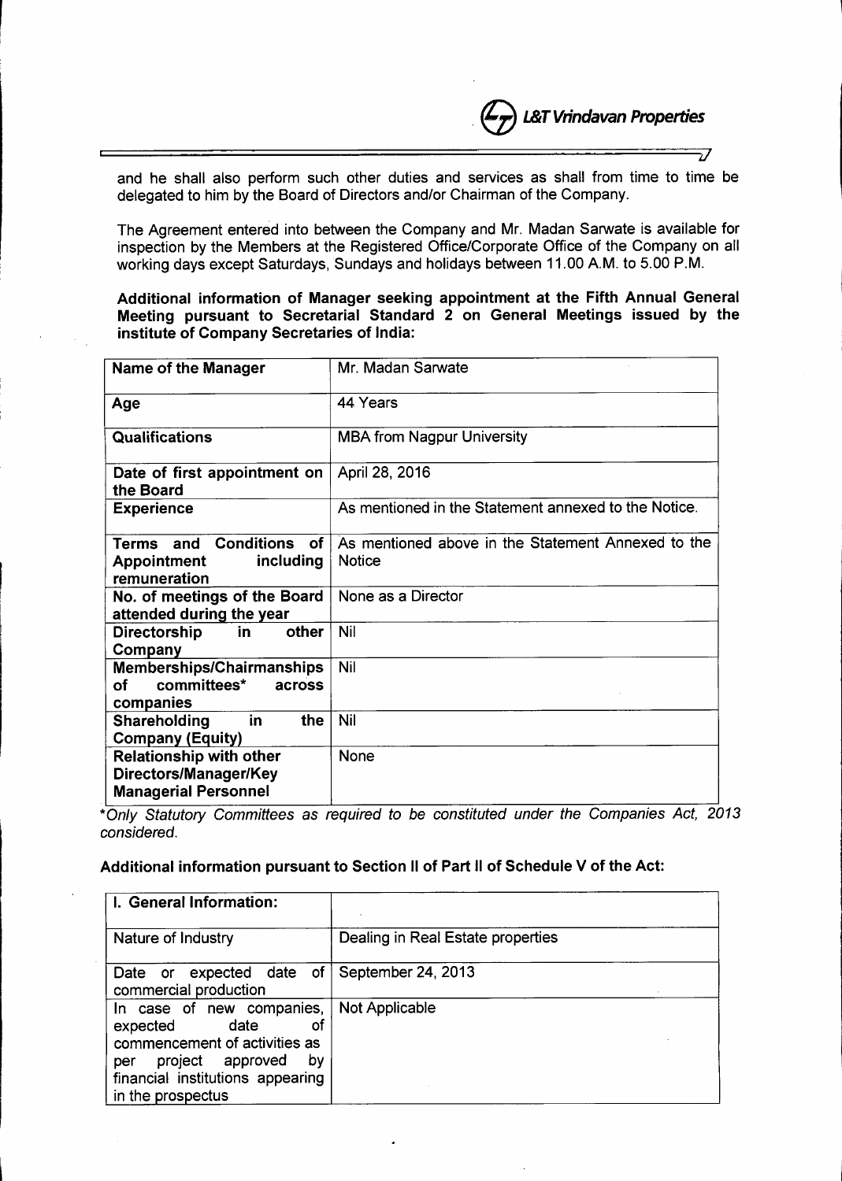and he shall also perform such other duties and services as shall from time to time be delegated to him by the Board of Directors and/or Chairman of the Company.

The Agreement entered into between the Company and Mr. Madan Sarwate is available for inspection by the Members at the Registered Office/Corporate Office of the Company on all working days except Saturdays, Sundays and holidays between 11.00 A.M. to 5.00 P.M.

**Additional information of Manager seeking appointment at the Fifth Annual General Meeting pursuant to Secretarial Standard 2 on General Meetings issued by the institute of Company Secretaries of India:**

| **Name of the Manager** | Mr. Madan Sarwate |
|---|---|
| **Age** | 44 Years |
| **Qualifications** | MBA from Nagpur University |
| **Date of first appointment on the Board** | April 28, 2016 |
| **Experience** | As mentioned in the Statement annexed to the Notice. |
| **Terms and Conditions of Appointment including remuneration** | As mentioned above in the Statement Annexed to the Notice |
| **No. of meetings of the Board attended during the year** | None as a Director |
| **Directorship in other Company** | Nil |
| **Memberships/Chairmanships of committees* across companies** | Nil |
| **Shareholding in the Company (Equity)** | Nil |
| **Relationship with other Directors/Manager/Key Managerial Personnel** | None |

*\*Only Statutory Committees as required to be constituted under the Companies Act, 2013 considered.*

**Additional information pursuant to Section II of Part II of Schedule V of the Act:**

| **I. General Information:** | |
|---|---|
| Nature of Industry | Dealing in Real Estate properties |
| Date or expected date of commercial production | September 24, 2013 |
| In case of new companies, expected date of commencement of activities as per project approved by financial institutions appearing in the prospectus | Not Applicable |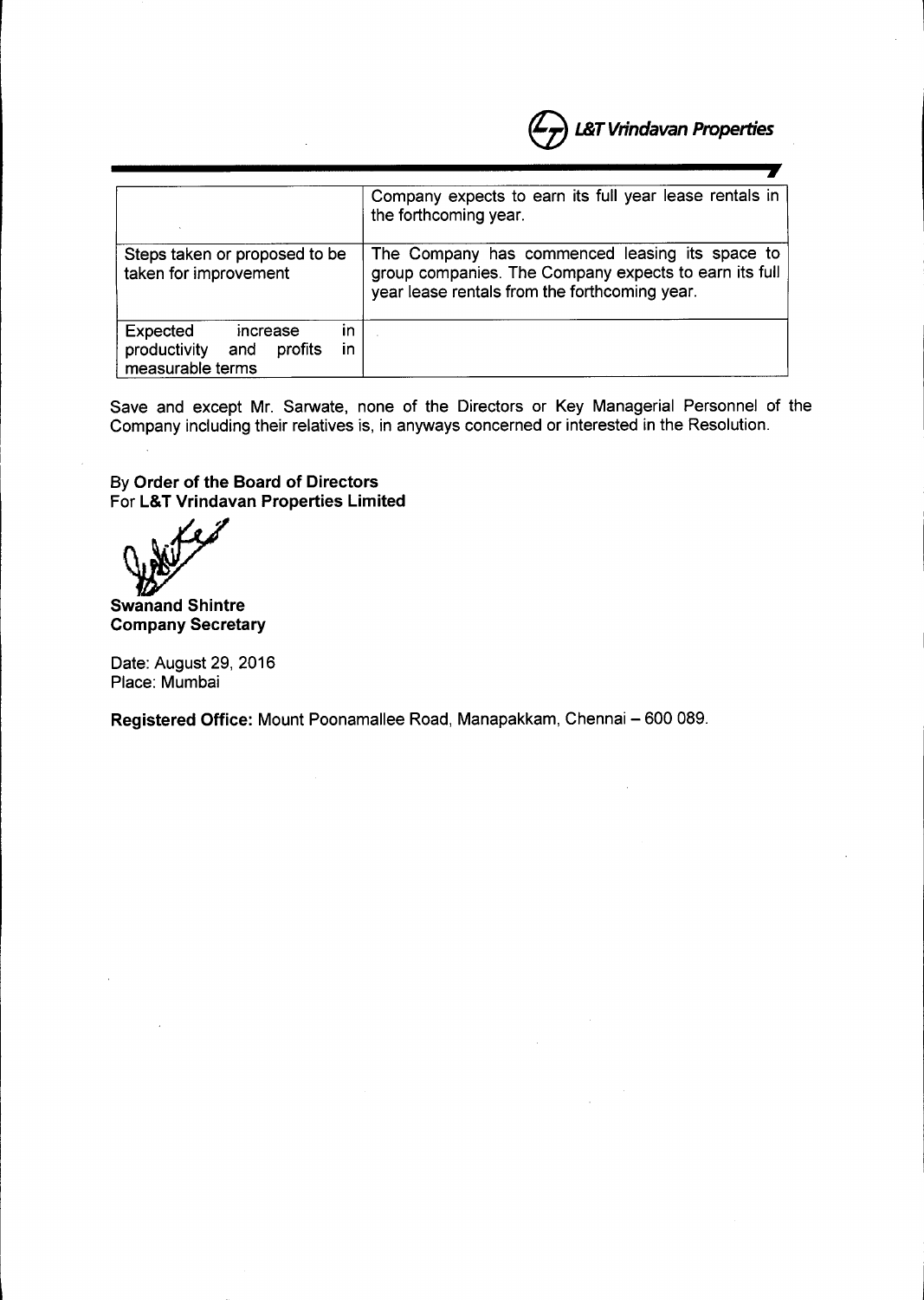| | |
|---|---|
| | Company expects to earn its full year lease rentals in the forthcoming year. |
| Steps taken or proposed to be taken for improvement | The Company has commenced leasing its space to group companies. The Company expects to earn its full year lease rentals from the forthcoming year. |
| Expected increase in productivity and profits in measurable terms | |

Save and except Mr. Sarwate, none of the Directors or Key Managerial Personnel of the Company including their relatives is, in anyways concerned or interested in the Resolution.

By **Order of the Board of Directors**
For **L&T Vrindavan Properties Limited**

**Swanand Shintre**
**Company Secretary**

Date: August 29, 2016
Place: Mumbai

**Registered Office:** Mount Poonamallee Road, Manapakkam, Chennai – 600 089.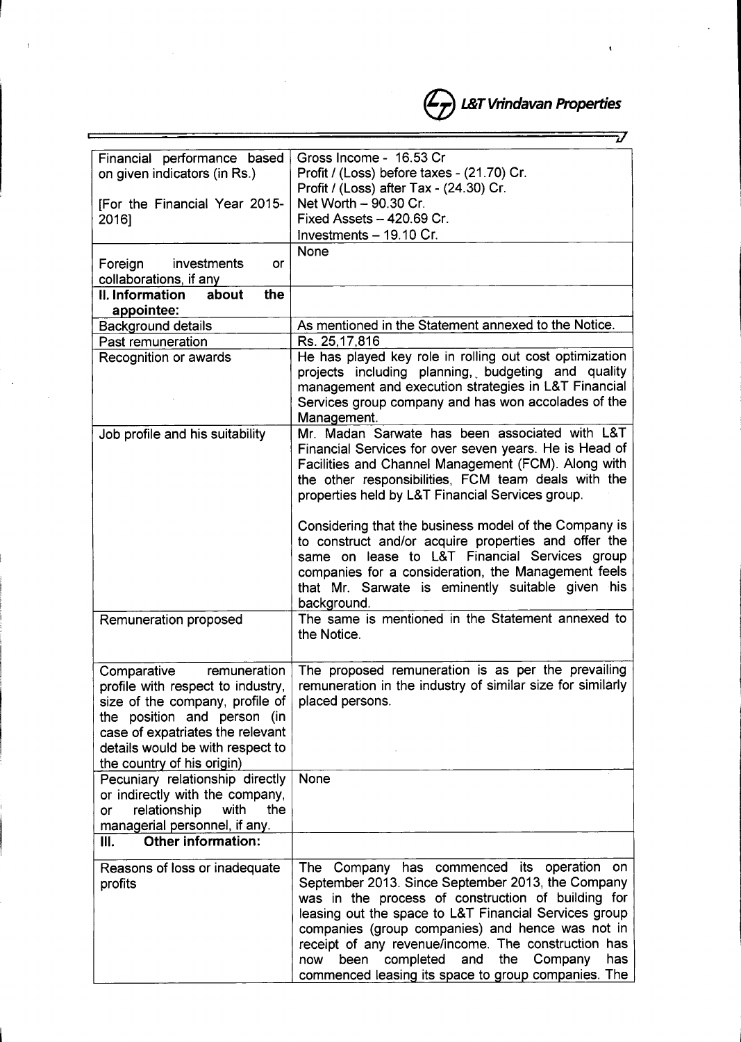| | |
|---|---|
| Financial performance based on given indicators (in Rs.)<br><br>[For the Financial Year 2015-2016] | Gross Income - 16.53 Cr<br>Profit / (Loss) before taxes - (21.70) Cr.<br>Profit / (Loss) after Tax - (24.30) Cr.<br>Net Worth – 90.30 Cr.<br>Fixed Assets – 420.69 Cr.<br>Investments – 19.10 Cr. |
| Foreign investments or collaborations, if any | None |
| **II. Information about the appointee:** | |
| Background details | As mentioned in the Statement annexed to the Notice. |
| Past remuneration | Rs. 25,17,816 |
| Recognition or awards | He has played key role in rolling out cost optimization projects including planning, budgeting and quality management and execution strategies in L&T Financial Services group company and has won accolades of the Management. |
| Job profile and his suitability | Mr. Madan Sarwate has been associated with L&T Financial Services for over seven years. He is Head of Facilities and Channel Management (FCM). Along with the other responsibilities, FCM team deals with the properties held by L&T Financial Services group.<br><br>Considering that the business model of the Company is to construct and/or acquire properties and offer the same on lease to L&T Financial Services group companies for a consideration, the Management feels that Mr. Sarwate is eminently suitable given his background. |
| Remuneration proposed | The same is mentioned in the Statement annexed to the Notice. |
| Comparative remuneration profile with respect to industry, size of the company, profile of the position and person (in case of expatriates the relevant details would be with respect to the country of his origin) | The proposed remuneration is as per the prevailing remuneration in the industry of similar size for similarly placed persons. |
| Pecuniary relationship directly or indirectly with the company, or relationship with the managerial personnel, if any. | None |
| **III. Other information:** | |
| Reasons of loss or inadequate profits | The Company has commenced its operation on September 2013. Since September 2013, the Company was in the process of construction of building for leasing out the space to L&T Financial Services group companies (group companies) and hence was not in receipt of any revenue/income. The construction has now been completed and the Company has commenced leasing its space to group companies. The |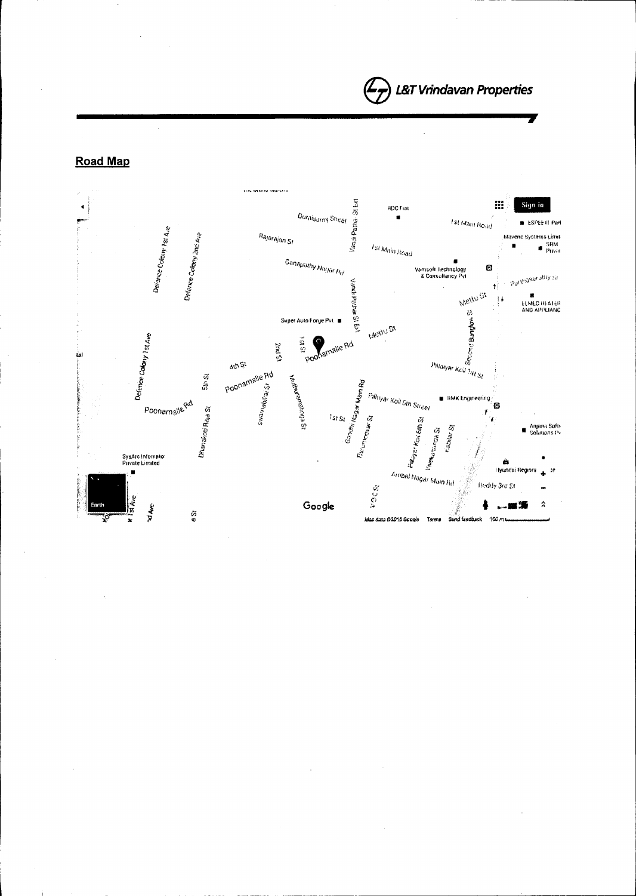## Road Map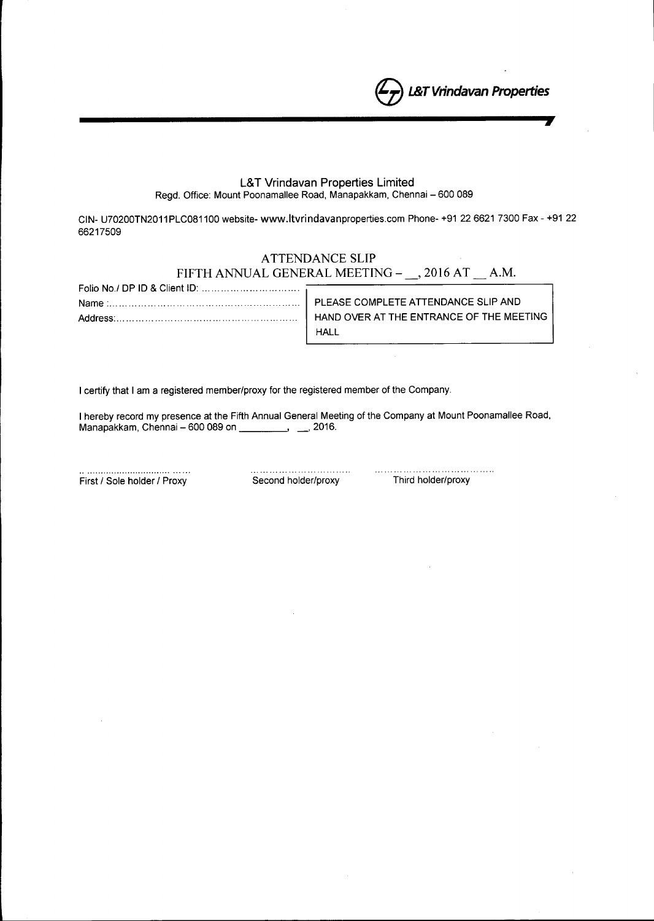L&T Vrindavan Properties

L&T Vrindavan Properties Limited

Regd. Office: Mount Poonamallee Road, Manapakkam, Chennai – 600 089

CIN- U70200TN2011PLC081100 website- www.ltvrindavanproperties.com Phone- +91 22 6621 7300 Fax - +91 22 66217509

## ATTENDANCE SLIP

## FIFTH ANNUAL GENERAL MEETING – __, 2016 AT __ A.M.

Folio No./ DP ID & Client ID: ..............................

Name :.........................................................

Address:.......................................................

| PLEASE COMPLETE ATTENDANCE SLIP AND HAND OVER AT THE ENTRANCE OF THE MEETING HALL |
|---|

I certify that I am a registered member/proxy for the registered member of the Company.

I hereby record my presence at the Fifth Annual General Meeting of the Company at Mount Poonamallee Road, Manapakkam, Chennai – 600 089 on _________, __, 2016.

.................................. ......
First / Sole holder / Proxy

..................................
Second holder/proxy

..................................
Third holder/proxy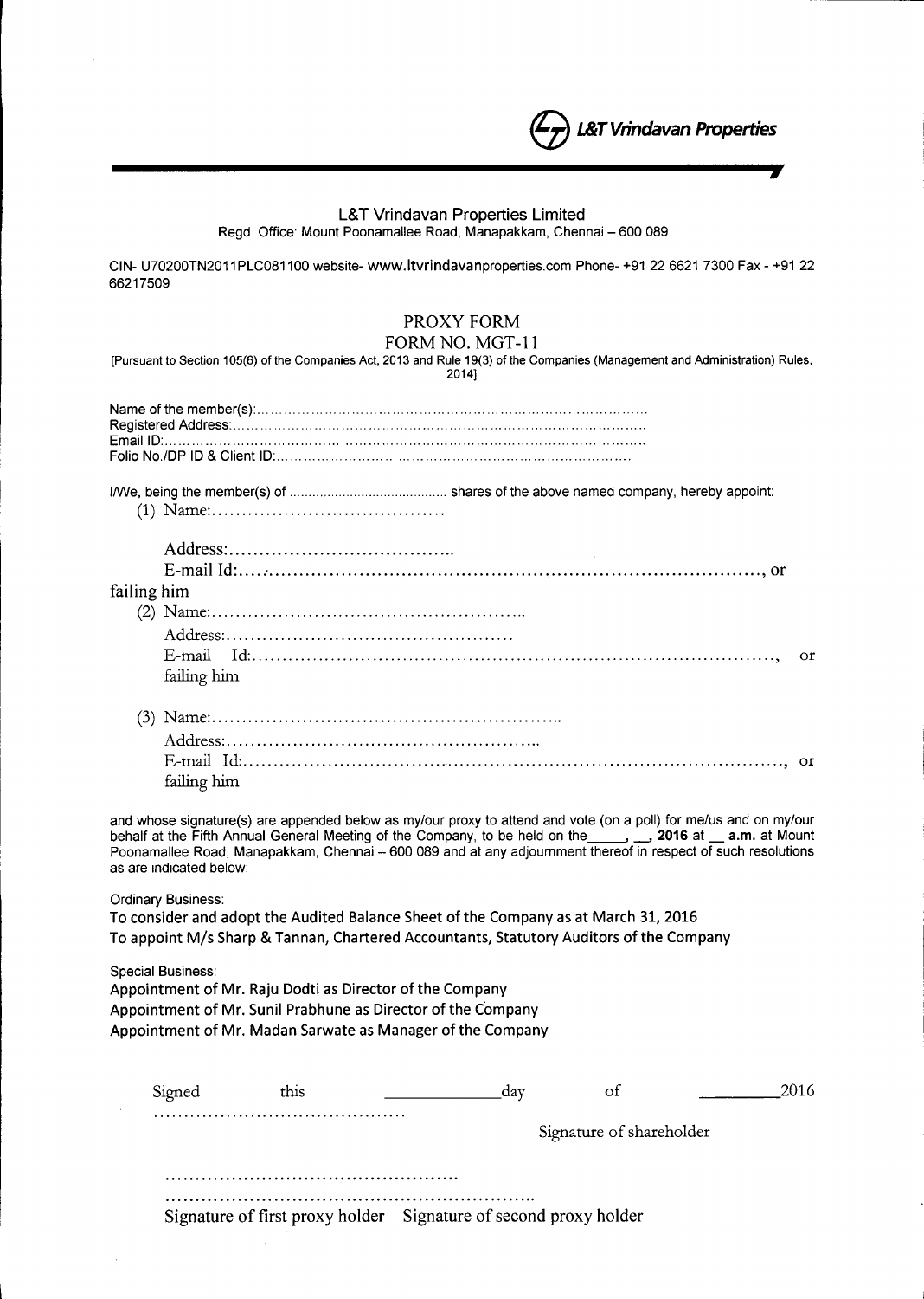L&T Vrindavan Properties

## L&T Vrindavan Properties Limited

Regd. Office: Mount Poonamallee Road, Manapakkam, Chennai – 600 089

CIN- U70200TN2011PLC081100 website- www.ltvrindavanproperties.com Phone- +91 22 6621 7300 Fax - +91 22 66217509

# PROXY FORM

## FORM NO. MGT-11

[Pursuant to Section 105(6) of the Companies Act, 2013 and Rule 19(3) of the Companies (Management and Administration) Rules, 2014]

Name of the member(s):………………………………………………………………………………
Registered Address:……………………………………………………………………………………
Email ID:………………………………………………………………………………………………
Folio No./DP ID & Client ID:…………………………………………………………………………

I/We, being the member(s) of ………………………………… shares of the above named company, hereby appoint:

(1) Name:…………………………………

Address:…………………………………..
E-mail Id:……………………………………………………………………………………, or
failing him

(2) Name:……………………………………………..
Address:…………………………………………
E-mail Id:……………………………………………………………………………………, or
failing him

(3) Name:…………………………………………………..
Address:……………………………………………..
E-mail Id:……………………………………………………………………………………, or
failing him

and whose signature(s) are appended below as my/our proxy to attend and vote (on a poll) for me/us and on my/our behalf at the Fifth Annual General Meeting of the Company, to be held on the\_\_\_\_\_, \_\_, **2016** at \_\_ **a.m.** at Mount Poonamallee Road, Manapakkam, Chennai – 600 089 and at any adjournment thereof in respect of such resolutions as are indicated below:

Ordinary Business:

To consider and adopt the Audited Balance Sheet of the Company as at March 31, 2016
To appoint M/s Sharp & Tannan, Chartered Accountants, Statutory Auditors of the Company

Special Business:

Appointment of Mr. Raju Dodti as Director of the Company
Appointment of Mr. Sunil Prabhune as Director of the Company
Appointment of Mr. Madan Sarwate as Manager of the Company

Signed this \_\_\_\_\_\_\_\_\_\_\_\_ day of \_\_\_\_\_\_\_\_\_ 2016

……………………………………

Signature of shareholder

…………………………………………

……………………………………………………..

Signature of first proxy holder Signature of second proxy holder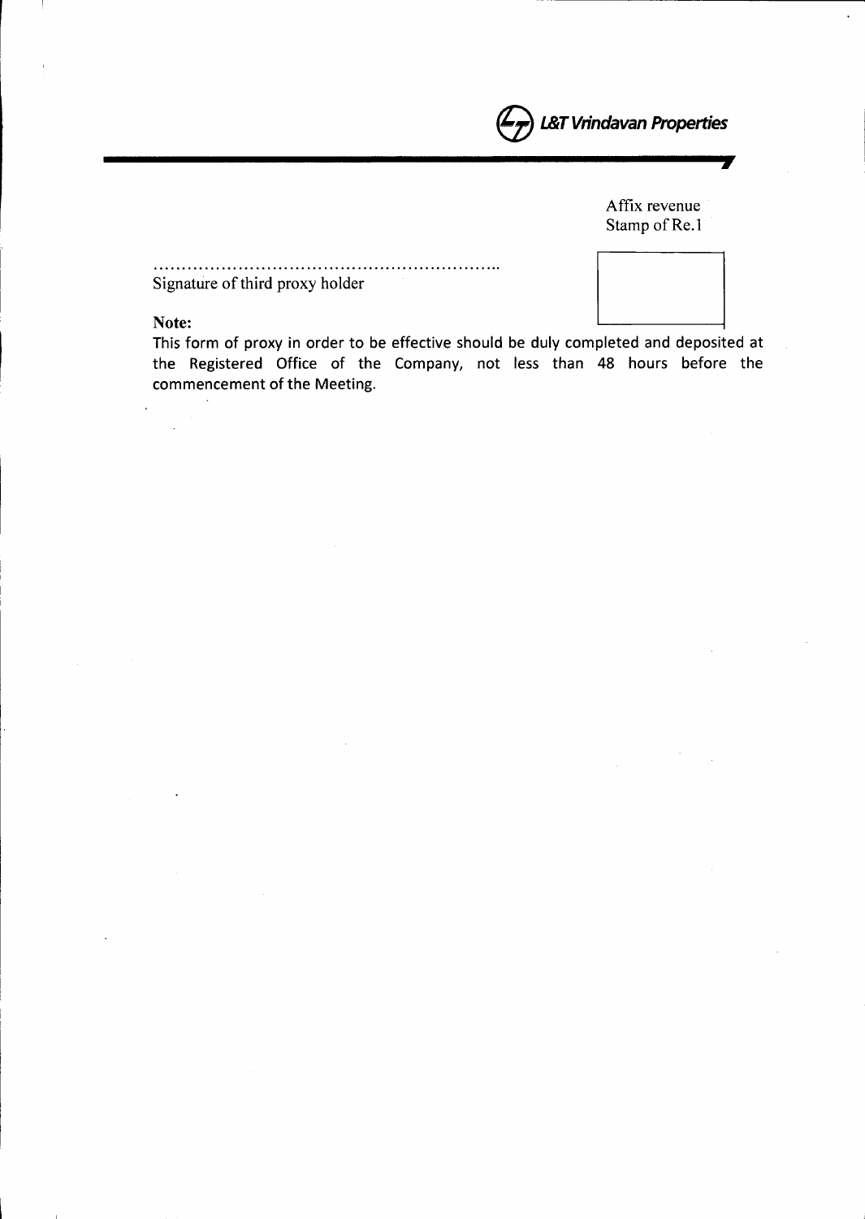Affix revenue
Stamp of Re.1

............................................................

Signature of third proxy holder

**Note:**

This form of proxy in order to be effective should be duly completed and deposited at the Registered Office of the Company, not less than 48 hours before the commencement of the Meeting.